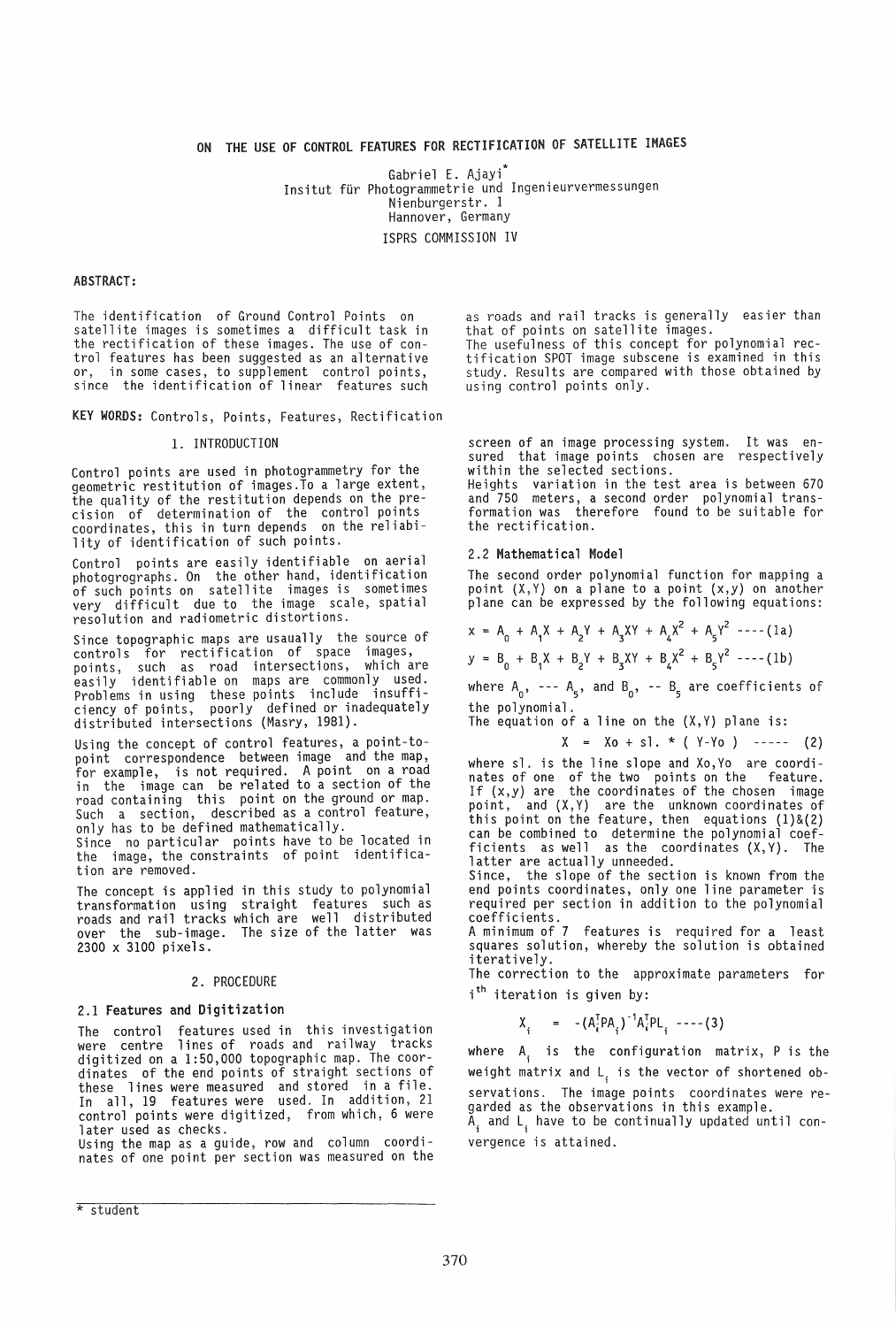# ON THE USE OF CONTROL FEATURES FOR RECTIFICATION OF SATELLITE IMAGES

Gabriel E. Ajayi*
Insitut für Photogrammetrie und Ingenieurvermessungen
Nienburgerstr. 1
Hannover, Germany

ISPRS COMMISSION IV

**ABSTRACT:**

The identification of Ground Control Points on satellite images is sometimes a difficult task in the rectification of these images. The use of control features has been suggested as an alternative or, in some cases, to supplement control points, since the identification of linear features such as roads and rail tracks is generally easier than that of points on satellite images.
The usefulness of this concept for polynomial rectification SPOT image subscene is examined in this study. Results are compared with those obtained by using control points only.

**KEY WORDS:** Controls, Points, Features, Rectification

## 1. INTRODUCTION

Control points are used in photogrammetry for the geometric restitution of images.To a large extent, the quality of the restitution depends on the precision of determination of the control points coordinates, this in turn depends on the reliability of identification of such points.

Control points are easily identifiable on aerial photogrographs. On the other hand, identification of such points on satellite images is sometimes very difficult due to the image scale, spatial resolution and radiometric distortions.

Since topographic maps are usaually the source of controls for rectification of space images, points, such as road intersections, which are easily identifiable on maps are commonly used. Problems in using these points include insufficiency of points, poorly defined or inadequately distributed intersections (Masry, 1981).

Using the concept of control features, a point-to-point correspondence between image and the map, for example, is not required. A point on a road in the image can be related to a section of the road containing this point on the ground or map. Such a section, described as a control feature, only has to be defined mathematically.
Since no particular points have to be located in the image, the constraints of point identification are removed.

The concept is applied in this study to polynomial transformation using straight features such as roads and rail tracks which are well distributed over the sub-image. The size of the latter was 2300 x 3100 pixels.

## 2. PROCEDURE

### 2.1 Features and Digitization

The control features used in this investigation were centre lines of roads and railway tracks digitized on a 1:50,000 topographic map. The coordinates of the end points of straight sections of these lines were measured and stored in a file. In all, 19 features were used. In addition, 21 control points were digitized, from which, 6 were later used as checks.
Using the map as a guide, row and column coordinates of one point per section was measured on the screen of an image processing system. It was ensured that image points chosen are respectively within the selected sections.
Heights variation in the test area is between 670 and 750 meters, a second order polynomial transformation was therefore found to be suitable for the rectification.

### 2.2 Mathematical Model

The second order polynomial function for mapping a point (X,Y) on a plane to a point (x,y) on another plane can be expressed by the following equations:

$$x = A_0 + A_1X + A_2Y + A_3XY + A_4X^2 + A_5Y^2 \quad \text{----(1a)}$$

$$y = B_0 + B_1X + B_2Y + B_3XY + B_4X^2 + B_5Y^2 \quad \text{----(1b)}$$

where $A_0$, --- $A_5$, and $B_0$, -- $B_5$ are coefficients of the polynomial.
The equation of a line on the (X,Y) plane is:

$$X = Xo + sl. * ( Y-Yo ) \quad \text{-----} \quad (2)$$

where sl. is the line slope and Xo,Yo are coordinates of one of the two points on the feature. If (x,y) are the coordinates of the chosen image point, and (X,Y) are the unknown coordinates of this point on the feature, then equations (1)&(2) can be combined to determine the polynomial coefficients as well as the coordinates (X,Y). The latter are actually unneeded.
Since, the slope of the section is known from the end points coordinates, only one line parameter is required per section in addition to the polynomial coefficients.
A minimum of 7 features is required for a least squares solution, whereby the solution is obtained iteratively.
The correction to the approximate parameters for $i^{th}$ iteration is given by:

$$X_i = -(A_i^TPA_i)^{-1}A_i^TPL_i \quad \text{----(3)}$$

where $A_i$ is the configuration matrix, P is the weight matrix and $L_i$ is the vector of shortened observations. The image points coordinates were regarded as the observations in this example.
$A_i$ and $L_i$ have to be continually updated until convergence is attained.

* student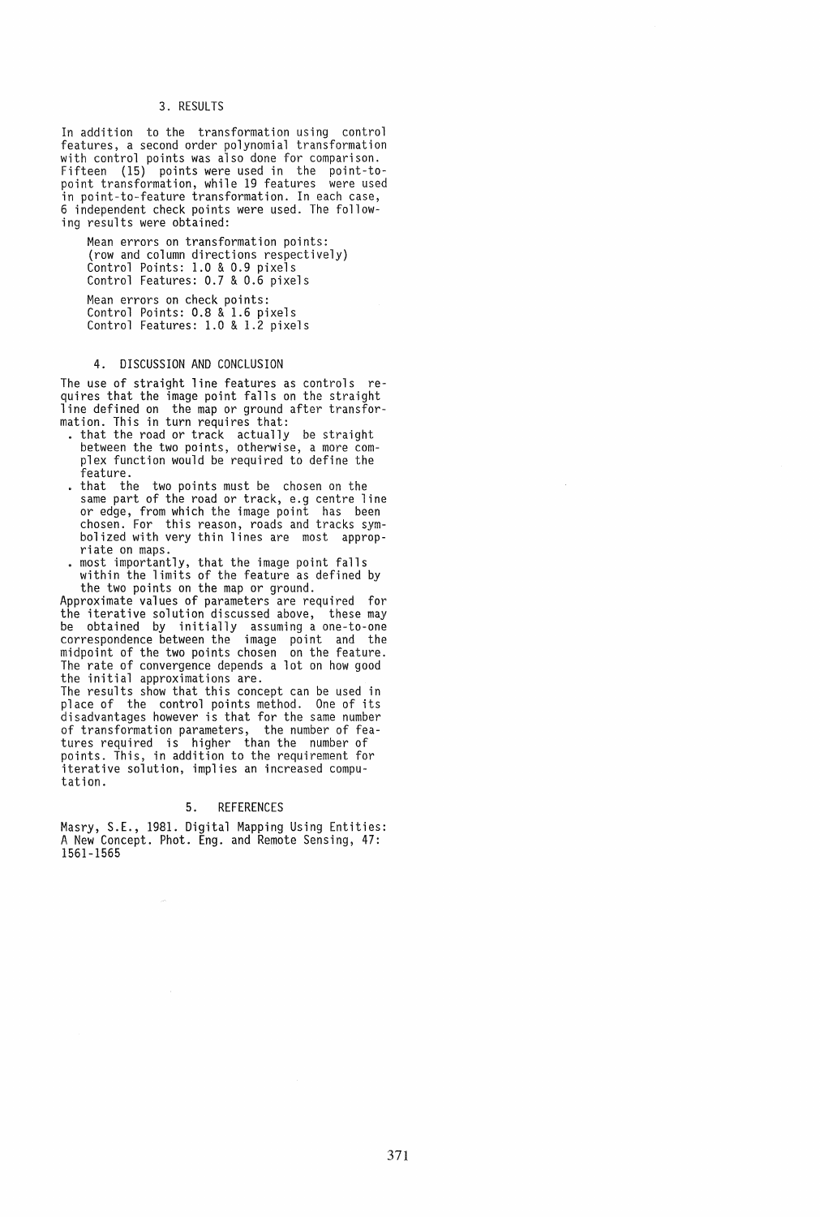## 3. RESULTS

In addition to the transformation using control features, a second order polynomial transformation with control points was also done for comparison. Fifteen (15) points were used in the point-to-point transformation, while 19 features were used in point-to-feature transformation. In each case, 6 independent check points were used. The following results were obtained:

Mean errors on transformation points:
(row and column directions respectively)
Control Points: 1.0 & 0.9 pixels
Control Features: 0.7 & 0.6 pixels

Mean errors on check points:
Control Points: 0.8 & 1.6 pixels
Control Features: 1.0 & 1.2 pixels

## 4. DISCUSSION AND CONCLUSION

The use of straight line features as controls requires that the image point falls on the straight line defined on the map or ground after transformation. This in turn requires that:

- that the road or track actually be straight between the two points, otherwise, a more complex function would be required to define the feature.
- that the two points must be chosen on the same part of the road or track, e.g centre line or edge, from which the image point has been chosen. For this reason, roads and tracks symbolized with very thin lines are most appropriate on maps.
- most importantly, that the image point falls within the limits of the feature as defined by the two points on the map or ground.

Approximate values of parameters are required for the iterative solution discussed above, these may be obtained by initially assuming a one-to-one correspondence between the image point and the midpoint of the two points chosen on the feature. The rate of convergence depends a lot on how good the initial approximations are.

The results show that this concept can be used in place of the control points method. One of its disadvantages however is that for the same number of transformation parameters, the number of features required is higher than the number of points. This, in addition to the requirement for iterative solution, implies an increased computation.

## 5. REFERENCES

Masry, S.E., 1981. Digital Mapping Using Entities: A New Concept. Phot. Eng. and Remote Sensing, 47: 1561-1565